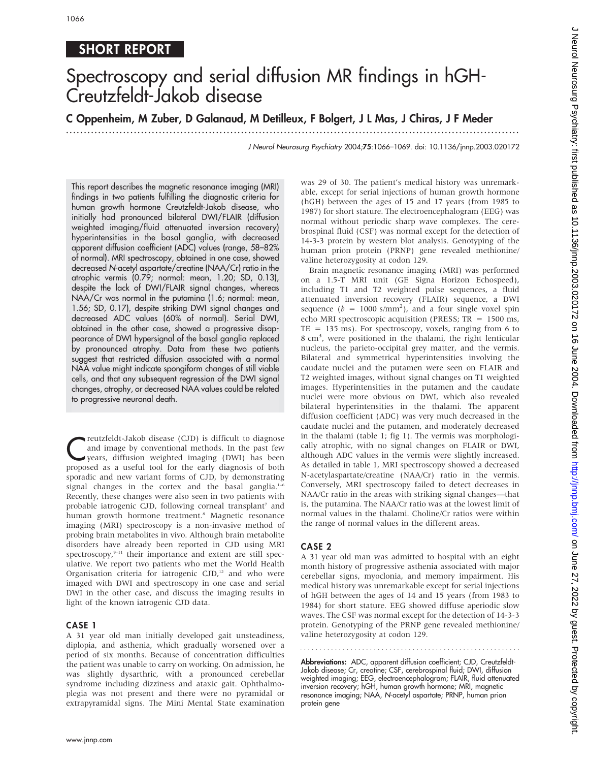SHORT REPORT

# Spectroscopy and serial diffusion MR findings in hGH-Creutzfeldt-Jakob disease

**C Oppenheim, M Zuber, D Galanaud, M Detilleux, F Bolgert, J L Mas, J Chiras, J F Meder**

*J Neurol Neurosurg Psychiatry* 2004;**75**:1066–1069. doi: 10.1136/jnnp.2003.020172

This report describes the magnetic resonance imaging (MRI) findings in two patients fulfilling the diagnostic criteria for human growth hormone Creutzfeldt-Jakob disease, who initially had pronounced bilateral DWI/FLAIR (diffusion weighted imaging/fluid attenuated inversion recovery) hyperintensities in the basal ganglia, with decreased apparent diffusion coefficient (ADC) values (range, 58–82% of normal). MRI spectroscopy, obtained in one case, showed decreased *N*-acetyl aspartate/creatine (NAA/Cr) ratio in the atrophic vermis (0.79; normal: mean, 1.20; SD, 0.13), despite the lack of DWI/FLAIR signal changes, whereas NAA/Cr was normal in the putamina (1.6; normal: mean, 1.56; SD, 0.17), despite striking DWI signal changes and decreased ADC values (60% of normal). Serial DWI, obtained in the other case, showed a progressive disappearance of DWI hypersignal of the basal ganglia replaced by pronounced atrophy. Data from these two patients suggest that restricted diffusion associated with a normal NAA value might indicate spongiform changes of still viable cells, and that any subsequent regression of the DWI signal changes, atrophy, or decreased NAA values could be related to progressive neuronal death.

Creutzfeldt-Jakob disease (CJD) is difficult to diagnose and image by conventional methods. In the past few years, diffusion weighted imaging (DWI) has been proposed as a useful tool for the early diagnosis of both sporadic and new variant forms of CJD, by demonstrating signal changes in the cortex and the basal ganglia.[1–6] Recently, these changes were also seen in two patients with probable iatrogenic CJD, following corneal transplant[7] and human growth hormone treatment.[8] Magnetic resonance imaging (MRI) spectroscopy is a non-invasive method of probing brain metabolites in vivo. Although brain metabolite disorders have already been reported in CJD using MRI spectroscopy,[9–11] their importance and extent are still speculative. We report two patients who met the World Health Organisation criteria for iatrogenic CJD,[12] and who were imaged with DWI and spectroscopy in one case and serial DWI in the other case, and discuss the imaging results in light of the known iatrogenic CJD data.

## CASE 1

A 31 year old man initially developed gait unsteadiness, diplopia, and asthenia, which gradually worsened over a period of six months. Because of concentration difficulties the patient was unable to carry on working. On admission, he was slightly dysarthric, with a pronounced cerebellar syndrome including dizziness and ataxic gait. Ophthalmoplegia was not present and there were no pyramidal or extrapyramidal signs. The Mini Mental State examination was 29 of 30. The patient's medical history was unremarkable, except for serial injections of human growth hormone (hGH) between the ages of 15 and 17 years (from 1985 to 1987) for short stature. The electroencephalogram (EEG) was normal without periodic sharp wave complexes. The cerebrospinal fluid (CSF) was normal except for the detection of 14-3-3 protein by western blot analysis. Genotyping of the human prion protein (PRNP) gene revealed methionine/valine heterozygosity at codon 129.

Brain magnetic resonance imaging (MRI) was performed on a 1.5-T MRI unit (GE Signa Horizon Echospeed), including T1 and T2 weighted pulse sequences, a fluid attenuated inversion recovery (FLAIR) sequence, a DWI sequence ($b = 1000$ s/mm$^2$), and a four single voxel spin echo MRI spectroscopic acquisition (PRESS; TR = 1500 ms, TE = 135 ms). For spectroscopy, voxels, ranging from 6 to 8 cm$^3$, were positioned in the thalami, the right lenticular nucleus, the parieto-occipital grey matter, and the vermis. Bilateral and symmetrical hyperintensities involving the caudate nuclei and the putamen were seen on FLAIR and T2 weighted images, without signal changes on T1 weighted images. Hyperintensities in the putamen and the caudate nuclei were more obvious on DWI, which also revealed bilateral hyperintensities in the thalami. The apparent diffusion coefficient (ADC) was very much decreased in the caudate nuclei and the putamen, and moderately decreased in the thalami (table 1; fig 1). The vermis was morphologically atrophic, with no signal changes on FLAIR or DWI, although ADC values in the vermis were slightly increased. As detailed in table 1, MRI spectroscopy showed a decreased N-acetylaspartate/creatine (NAA/Cr) ratio in the vermis. Conversely, MRI spectroscopy failed to detect decreases in NAA/Cr ratio in the areas with striking signal changes—that is, the putamina. The NAA/Cr ratio was at the lowest limit of normal values in the thalami. Choline/Cr ratios were within the range of normal values in the different areas.

## CASE 2

A 31 year old man was admitted to hospital with an eight month history of progressive asthenia associated with major cerebellar signs, myoclonia, and memory impairment. His medical history was unremarkable except for serial injections of hGH between the ages of 14 and 15 years (from 1983 to 1984) for short stature. EEG showed diffuse aperiodic slow waves. The CSF was normal except for the detection of 14-3-3 protein. Genotyping of the PRNP gene revealed methionine/valine heterozygosity at codon 129.

**Abbreviations:** ADC, apparent diffusion coefficient; CJD, Creutzfeldt-Jakob disease; Cr, creatine; CSF, cerebrospinal fluid; DWI, diffusion weighted imaging; EEG, electroencephalogram; FLAIR, fluid attenuated inversion recovery; hGH, human growth hormone; MRI, magnetic resonance imaging; NAA, *N*-acetyl aspartate; PRNP, human prion protein gene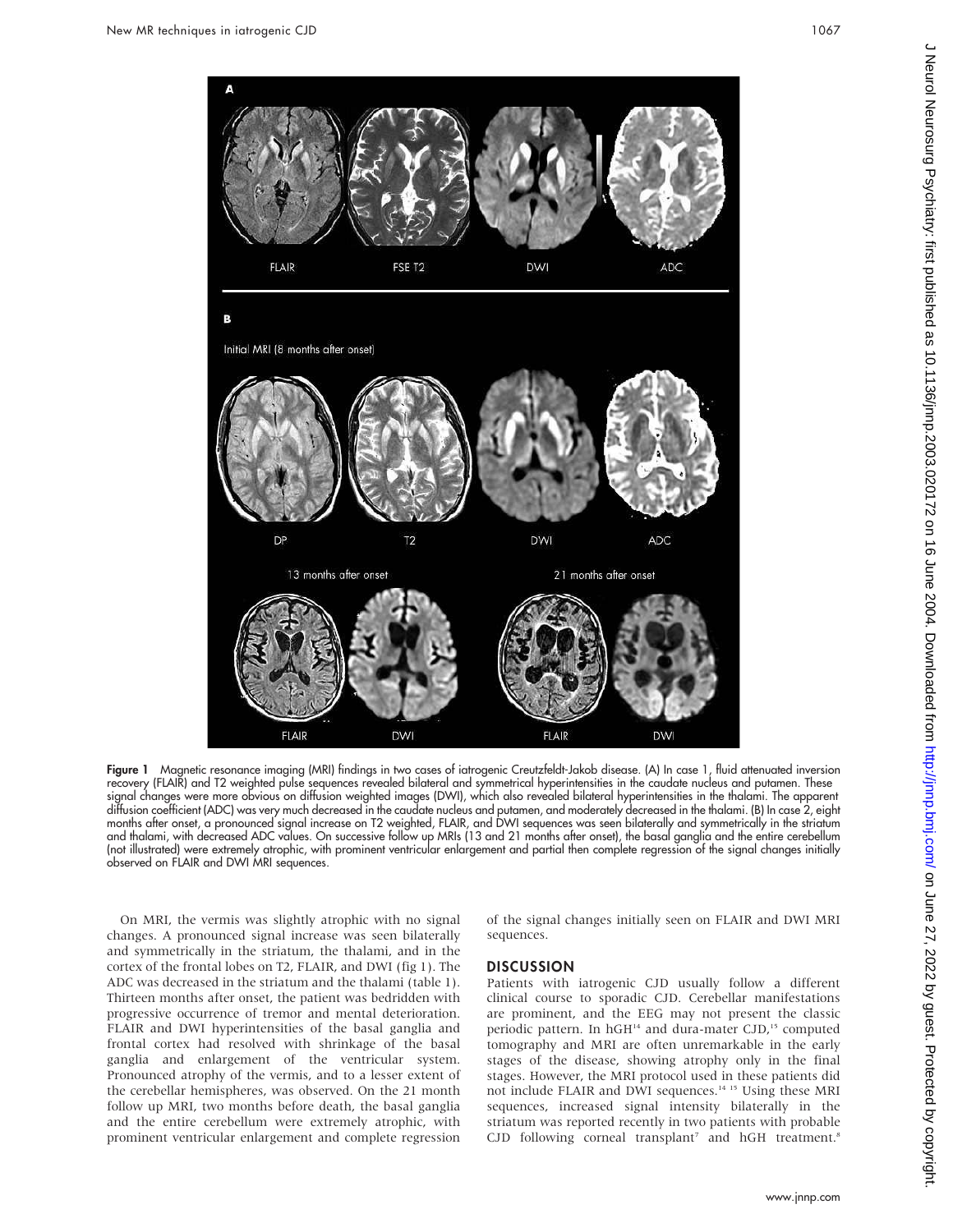Figure 1 Magnetic resonance imaging (MRI) findings in two cases of iatrogenic Creutzfeldt-Jakob disease. (A) In case 1, fluid attenuated inversion recovery (FLAIR) and T2 weighted pulse sequences revealed bilateral and symmetrical hyperintensities in the caudate nucleus and putamen. These signal changes were more obvious on diffusion weighted images (DWI), which also revealed bilateral hyperintensities in the thalami. The apparent diffusion coefficient (ADC) was very much decreased in the caudate nucleus and putamen, and moderately decreased in the thalami. (B) In case 2, eight months after onset, a pronounced signal increase on T2 weighted, FLAIR, and DWI sequences was seen bilaterally and symmetrically in the striatum and thalami, with decreased ADC values. On successive follow up MRIs (13 and 21 months after onset), the basal ganglia and the entire cerebellum (not illustrated) were extremely atrophic, with prominent ventricular enlargement and partial then complete regression of the signal changes initially observed on FLAIR and DWI MRI sequences.

On MRI, the vermis was slightly atrophic with no signal changes. A pronounced signal increase was seen bilaterally and symmetrically in the striatum, the thalami, and in the cortex of the frontal lobes on T2, FLAIR, and DWI (fig 1). The ADC was decreased in the striatum and the thalami (table 1). Thirteen months after onset, the patient was bedridden with progressive occurrence of tremor and mental deterioration. FLAIR and DWI hyperintensities of the basal ganglia and frontal cortex had resolved with shrinkage of the basal ganglia and enlargement of the ventricular system. Pronounced atrophy of the vermis, and to a lesser extent of the cerebellar hemispheres, was observed. On the 21 month follow up MRI, two months before death, the basal ganglia and the entire cerebellum were extremely atrophic, with prominent ventricular enlargement and complete regression of the signal changes initially seen on FLAIR and DWI MRI sequences.

## DISCUSSION

Patients with iatrogenic CJD usually follow a different clinical course to sporadic CJD. Cerebellar manifestations are prominent, and the EEG may not present the classic periodic pattern. In hGH[14] and dura-mater CJD,[15] computed tomography and MRI are often unremarkable in the early stages of the disease, showing atrophy only in the final stages. However, the MRI protocol used in these patients did not include FLAIR and DWI sequences.[14 15] Using these MRI sequences, increased signal intensity bilaterally in the striatum was reported recently in two patients with probable CJD following corneal transplant[7] and hGH treatment.[8]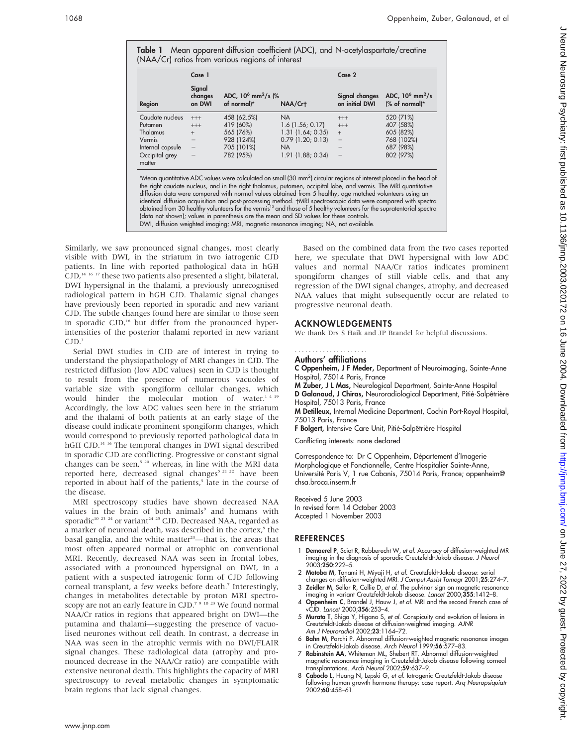**Table 1** Mean apparent diffusion coefficient (ADC), and N-acetylaspartate/creatine (NAA/Cr) ratios from various regions of interest

| | Case 1 | | | Case 2 | |
|---|---|---|---|---|---|
| Region | Signal changes on DWI | ADC, $10^6$ mm$^2$/s (% of normal)* | NAA/Cr† | Signal changes on initial DWI | ADC, $10^6$ mm$^2$/s (% of normal)* |
| Caudate nucleus | +++ | 458 (62.5%) | NA | +++ | 520 (71%) |
| Putamen | +++ | 419 (60%) | 1.6 (1.56; 0.17) | +++ | 407 (58%) |
| Thalamus | + | 565 (76%) | 1.31 (1.64; 0.35) | + | 605 (82%) |
| Vermis | − | 928 (124%) | 0.79 (1.20; 0.13) | − | 768 (102%) |
| Internal capsule | − | 705 (101%) | NA | − | 687 (98%) |
| Occipital grey matter | − | 782 (95%) | 1.91 (1.88; 0.34) | − | 802 (97%) |

*Mean quantitative ADC values were calculated on small (30 mm$^2$) circular regions of interest placed in the head of the right caudate nucleus, and in the right thalamus, putamen, occipital lobe, and vermis. The MRI quantitative diffusion data were compared with normal values obtained from 5 healthy, age matched volunteers using an identical diffusion acquisition and post-processing method. †MRI spectroscopic data were compared with spectra obtained from 30 healthy volunteers for the vermis[13] and those of 5 healthy volunteers for the supratentorial spectra (data not shown); values in parenthesis are the mean and SD values for these controls.
DWI, diffusion weighted imaging; MRI, magnetic resonance imaging; NA, not available.

Similarly, we saw pronounced signal changes, most clearly visible with DWI, in the striatum in two iatrogenic CJD patients. In line with reported pathological data in hGH CJD,[14 16 17] these two patients also presented a slight, bilateral, DWI hypersignal in the thalami, a previously unrecognised radiological pattern in hGH CJD. Thalamic signal changes have previously been reported in sporadic and new variant CJD. The subtle changes found here are similar to those seen in sporadic CJD,[18] but differ from the pronounced hyperintensities of the posterior thalami reported in new variant CJD.[3]

Serial DWI studies in CJD are of interest in trying to understand the physiopathology of MRI changes in CJD. The restricted diffusion (low ADC values) seen in CJD is thought to result from the presence of numerous vacuoles of variable size with spongiform cellular changes, which would hinder the molecular motion of water.[1 4 19] Accordingly, the low ADC values seen here in the striatum and the thalami of both patients at an early stage of the disease could indicate prominent spongiform changes, which would correspond to previously reported pathological data in hGH CJD.[14 16] The temporal changes in DWI signal described in sporadic CJD are conflicting. Progressive or constant signal changes can be seen,[5 20] whereas, in line with the MRI data reported here, decreased signal changes[5 21 22] have been reported in about half of the patients,[5] late in the course of the disease.

MRI spectroscopy studies have shown decreased NAA values in the brain of both animals[9] and humans with sporadic[10 23 24] or variant[24 25] CJD. Decreased NAA, regarded as a marker of neuronal death, was described in the cortex,[9] the basal ganglia, and the white matter[23]—that is, the areas that most often appeared normal or atrophic on conventional MRI. Recently, decreased NAA was seen in frontal lobes, associated with a pronounced hypersignal on DWI, in a patient with a suspected iatrogenic form of CJD following corneal transplant, a few weeks before death.[7] Interestingly, changes in metabolites detectable by proton MRI spectroscopy are not an early feature in CJD.[7 9 10 23] We found normal NAA/Cr ratios in regions that appeared bright on DWI—the putamina and thalami—suggesting the presence of vacuolised neurones without cell death. In contrast, a decrease in NAA was seen in the atrophic vermis with no DWI/FLAIR signal changes. These radiological data (atrophy and pronounced decrease in the NAA/Cr ratio) are compatible with extensive neuronal death. This highlights the capacity of MRI spectroscopy to reveal metabolic changes in symptomatic brain regions that lack signal changes.

Based on the combined data from the two cases reported here, we speculate that DWI hypersignal with low ADC values and normal NAA/Cr ratios indicates prominent spongiform changes of still viable cells, and that any regression of the DWI signal changes, atrophy, and decreased NAA values that might subsequently occur are related to progressive neuronal death.

## ACKNOWLEDGEMENTS

We thank Drs S Haik and JP Brandel for helpful discussions.

### Authors' affiliations

**C Oppenheim, J F Meder,** Department of Neuroimaging, Sainte-Anne Hospital, 75014 Paris, France
**M Zuber, J L Mas,** Neurological Department, Sainte-Anne Hospital
**D Galanaud, J Chiras,** Neuroradiological Department, Pitié-Salpêtrière Hospital, 75013 Paris, France
**M Detilleux,** Internal Medicine Department, Cochin Port-Royal Hospital, 75013 Paris, France
**F Bolgert,** Intensive Care Unit, Pitié-Salpêtrière Hospital

Conflicting interests: none declared

Correspondence to: Dr C Oppenheim, Département d'Imagerie Morphologique et Fonctionnelle, Centre Hospitalier Sainte-Anne, Université Paris V, 1 rue Cabanis, 75014 Paris, France; oppenheim@chsa.broca.inserm.fr

Received 5 June 2003
In revised form 14 October 2003
Accepted 1 November 2003

## REFERENCES

1. **Demaerel P**, Sciot R, Robberecht W, *et al.* Accuracy of diffusion-weighted MR imaging in the diagnosis of sporadic Creutzfeldt-Jakob disease. *J Neurol* 2003;**250**:222–5.
2. **Matoba M**, Tonami H, Miyaji H, *et al.* Creutzfeldt-Jakob disease: serial changes on diffusion-weighted MRI. *J Comput Assist Tomogr* 2001;**25**:274–7.
3. **Zeidler M**, Sellar R, Collie D, *et al.* The pulvinar sign on magnetic resonance imaging in variant Creutzfeldt-Jakob disease. *Lancet* 2000;**355**:1412–8.
4. **Oppenheim C**, Brandel J, Hauw J, *et al.* MRI and the second French case of vCJD. *Lancet* 2000;**356**:253–4.
5. **Murata T**, Shiga Y, Higano S, *et al.* Conspicuity and evolution of lesions in Creutzfeldt-Jakob disease at diffusion-weighted imaging. *AJNR Am J Neuroradiol* 2002;**23**:1164–72.
6. **Bahn M**, Parchi P. Abnormal diffusion-weighted magnetic resonance images in Creutzfeldt-Jakob disease. *Arch Neurol* 1999;**56**:577–83.
7. **Rabinstein AA**, Whiteman ML, Shebert RT. Abnormal diffusion-weighted magnetic resonance imaging in Creutzfeldt-Jakob disease following corneal transplantations. *Arch Neurol* 2002;**59**:637–9.
8. **Caboclo L**, Huang N, Lepski G, *et al.* Iatrogenic Creutzfeldt-Jakob disease following human growth hormone therapy: case report. *Arq Neuropsiquiatr* 2002;**60**:458–61.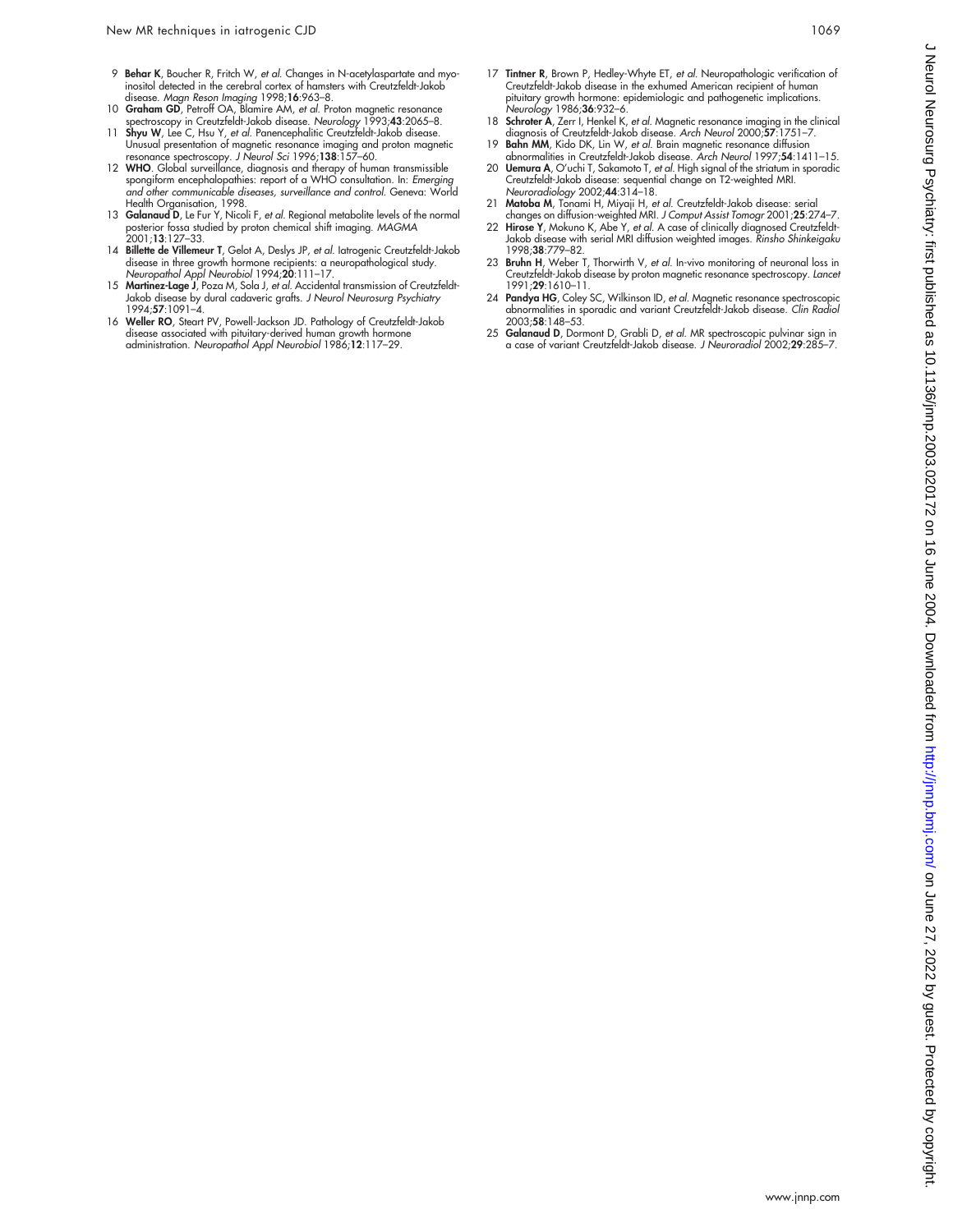9 **Behar K**, Boucher R, Fritch W, *et al*. Changes in N-acetylaspartate and myo-inositol detected in the cerebral cortex of hamsters with Creutzfeldt-Jakob disease. *Magn Reson Imaging* 1998;**16**:963–8.

10 **Graham GD**, Petroff OA, Blamire AM, *et al*. Proton magnetic resonance spectroscopy in Creutzfeldt-Jakob disease. *Neurology* 1993;**43**:2065–8.

11 **Shyu W**, Lee C, Hsu Y, *et al*. Panencephalitic Creutzfeldt-Jakob disease. Unusual presentation of magnetic resonance imaging and proton magnetic resonance spectroscopy. *J Neurol Sci* 1996;**138**:157–60.

12 **WHO**. Global surveillance, diagnosis and therapy of human transmissible spongiform encephalopathies: report of a WHO consultation. In: *Emerging and other communicable diseases, surveillance and control*. Geneva: World Health Organisation, 1998.

13 **Galanaud D**, Le Fur Y, Nicoli F, *et al*. Regional metabolite levels of the normal posterior fossa studied by proton chemical shift imaging. *MAGMA* 2001;**13**:127–33.

14 **Billette de Villemeur T**, Gelot A, Deslys JP, *et al*. Iatrogenic Creutzfeldt-Jakob disease in three growth hormone recipients: a neuropathological study. *Neuropathol Appl Neurobiol* 1994;**20**:111–17.

15 **Martinez-Lage J**, Poza M, Sola J, *et al*. Accidental transmission of Creutzfeldt-Jakob disease by dural cadaveric grafts. *J Neurol Neurosurg Psychiatry* 1994;**57**:1091–4.

16 **Weller RO**, Steart PV, Powell-Jackson JD. Pathology of Creutzfeldt-Jakob disease associated with pituitary-derived human growth hormone administration. *Neuropathol Appl Neurobiol* 1986;**12**:117–29.

17 **Tintner R**, Brown P, Hedley-Whyte ET, *et al*. Neuropathologic verification of Creutzfeldt-Jakob disease in the exhumed American recipient of human pituitary growth hormone: epidemiologic and pathogenetic implications. *Neurology* 1986;**36**:932–6.

18 **Schroter A**, Zerr I, Henkel K, *et al*. Magnetic resonance imaging in the clinical diagnosis of Creutzfeldt-Jakob disease. *Arch Neurol* 2000;**57**:1751–7.

19 **Bahn MM**, Kido DK, Lin W, *et al*. Brain magnetic resonance diffusion abnormalities in Creutzfeldt-Jakob disease. *Arch Neurol* 1997;**54**:1411–15.

20 **Uemura A**, O'uchi T, Sakamoto T, *et al*. High signal of the striatum in sporadic Creutzfeldt-Jakob disease: sequential change on T2-weighted MRI. *Neuroradiology* 2002;**44**:314–18.

21 **Matoba M**, Tonami H, Miyaji H, *et al*. Creutzfeldt-Jakob disease: serial changes on diffusion-weighted MRI. *J Comput Assist Tomogr* 2001;**25**:274–7.

22 **Hirose Y**, Mokuno K, Abe Y, *et al*. A case of clinically diagnosed Creutzfeldt-Jakob disease with serial MRI diffusion weighted images. *Rinsho Shinkeigaku* 1998;**38**:779–82.

23 **Bruhn H**, Weber T, Thorwirth V, *et al*. In-vivo monitoring of neuronal loss in Creutzfeldt-Jakob disease by proton magnetic resonance spectroscopy. *Lancet* 1991;**29**:1610–11.

24 **Pandya HG**, Coley SC, Wilkinson ID, *et al*. Magnetic resonance spectroscopic abnormalities in sporadic and variant Creutzfeldt-Jakob disease. *Clin Radiol* 2003;**58**:148–53.

25 **Galanaud D**, Dormont D, Grabli D, *et al*. MR spectroscopic pulvinar sign in a case of variant Creutzfeldt-Jakob disease. *J Neuroradiol* 2002;**29**:285–7.